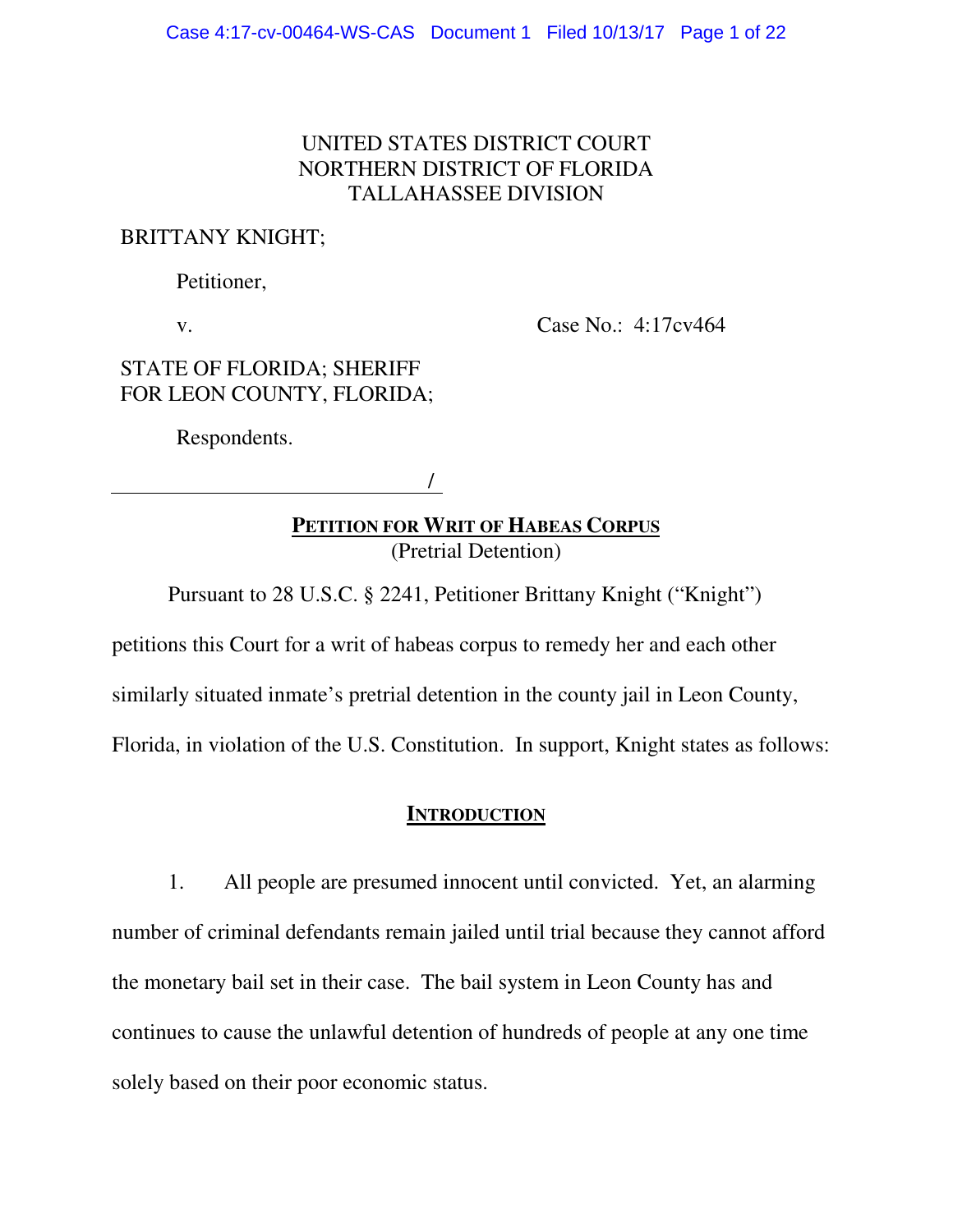UNITED STATES DISTRICT COURT
NORTHERN DISTRICT OF FLORIDA
TALLAHASSEE DIVISION

BRITTANY KNIGHT;

Petitioner,

v. Case No.: 4:17cv464

STATE OF FLORIDA; SHERIFF FOR LEON COUNTY, FLORIDA;

Respondents.

_______________________________/

## PETITION FOR WRIT OF HABEAS CORPUS
(Pretrial Detention)

Pursuant to 28 U.S.C. § 2241, Petitioner Brittany Knight ("Knight") petitions this Court for a writ of habeas corpus to remedy her and each other similarly situated inmate's pretrial detention in the county jail in Leon County, Florida, in violation of the U.S. Constitution. In support, Knight states as follows:

## INTRODUCTION

1. All people are presumed innocent until convicted. Yet, an alarming number of criminal defendants remain jailed until trial because they cannot afford the monetary bail set in their case. The bail system in Leon County has and continues to cause the unlawful detention of hundreds of people at any one time solely based on their poor economic status.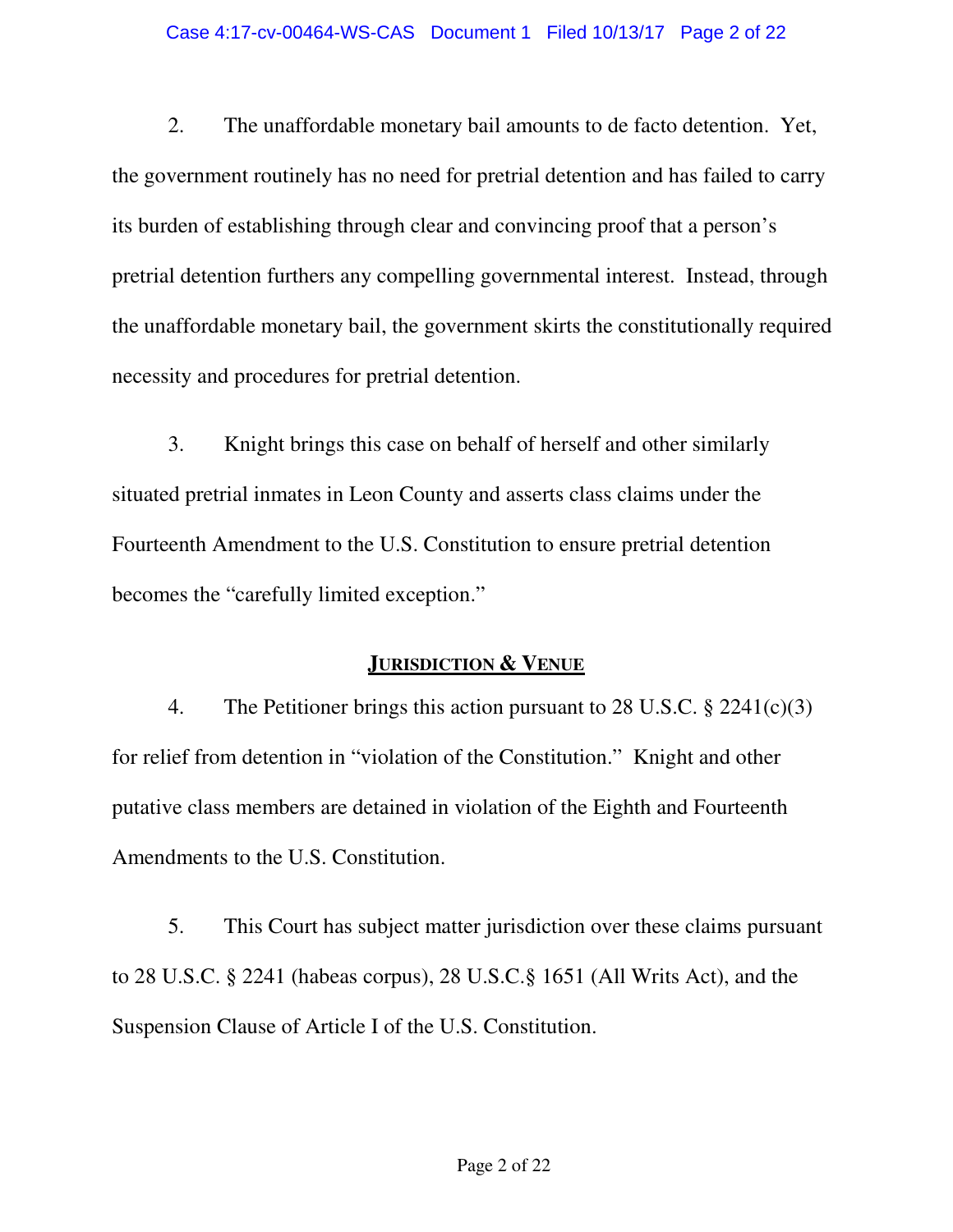2. The unaffordable monetary bail amounts to de facto detention. Yet, the government routinely has no need for pretrial detention and has failed to carry its burden of establishing through clear and convincing proof that a person's pretrial detention furthers any compelling governmental interest. Instead, through the unaffordable monetary bail, the government skirts the constitutionally required necessity and procedures for pretrial detention.

3. Knight brings this case on behalf of herself and other similarly situated pretrial inmates in Leon County and asserts class claims under the Fourteenth Amendment to the U.S. Constitution to ensure pretrial detention becomes the "carefully limited exception."

## JURISDICTION & VENUE

4. The Petitioner brings this action pursuant to 28 U.S.C. § 2241(c)(3) for relief from detention in "violation of the Constitution." Knight and other putative class members are detained in violation of the Eighth and Fourteenth Amendments to the U.S. Constitution.

5. This Court has subject matter jurisdiction over these claims pursuant to 28 U.S.C. § 2241 (habeas corpus), 28 U.S.C.§ 1651 (All Writs Act), and the Suspension Clause of Article I of the U.S. Constitution.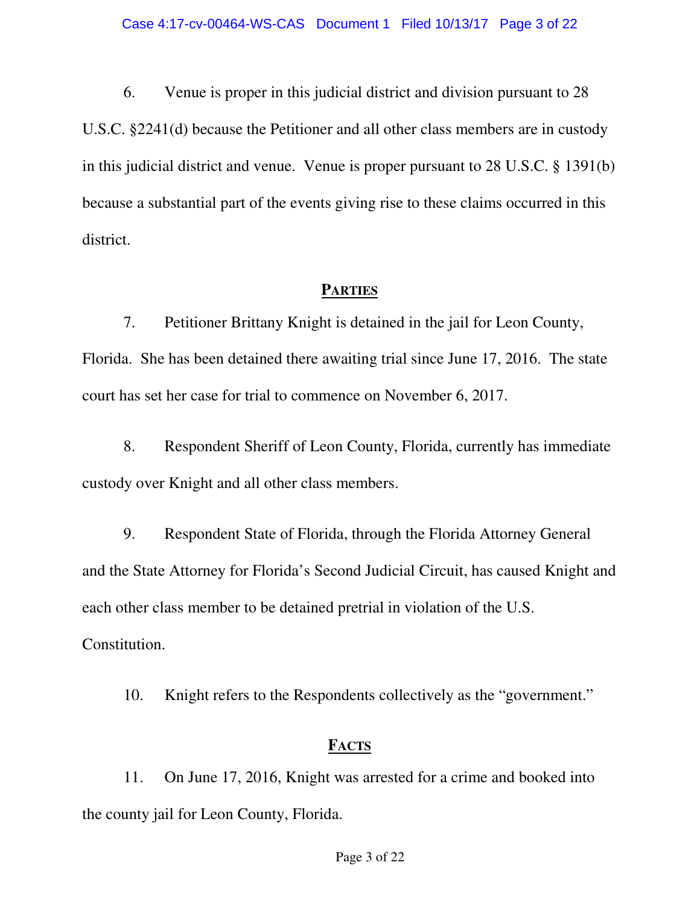6. Venue is proper in this judicial district and division pursuant to 28 U.S.C. §2241(d) because the Petitioner and all other class members are in custody in this judicial district and venue. Venue is proper pursuant to 28 U.S.C. § 1391(b) because a substantial part of the events giving rise to these claims occurred in this district.

## PARTIES

7. Petitioner Brittany Knight is detained in the jail for Leon County, Florida. She has been detained there awaiting trial since June 17, 2016. The state court has set her case for trial to commence on November 6, 2017.

8. Respondent Sheriff of Leon County, Florida, currently has immediate custody over Knight and all other class members.

9. Respondent State of Florida, through the Florida Attorney General and the State Attorney for Florida's Second Judicial Circuit, has caused Knight and each other class member to be detained pretrial in violation of the U.S. Constitution.

10. Knight refers to the Respondents collectively as the "government."

## FACTS

11. On June 17, 2016, Knight was arrested for a crime and booked into the county jail for Leon County, Florida.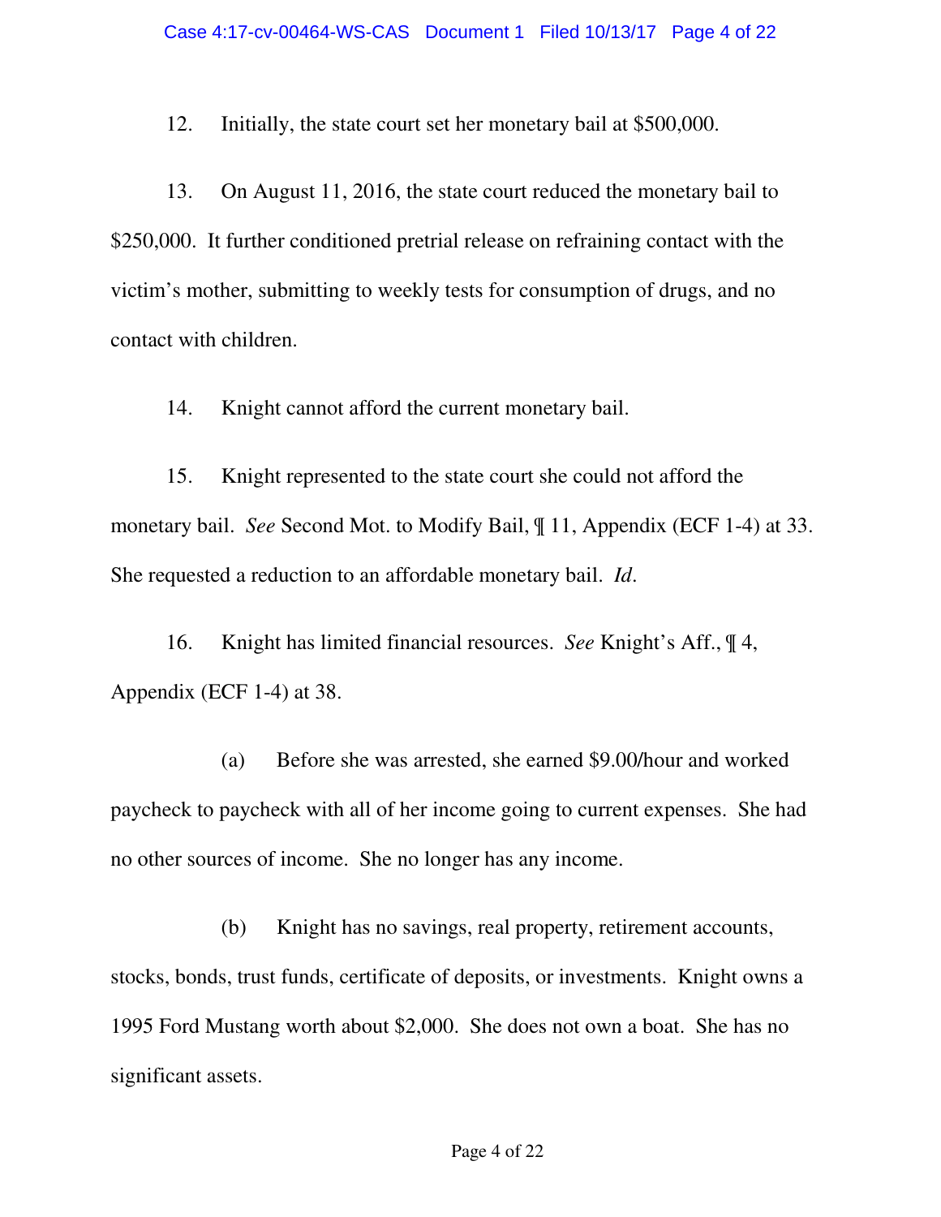12. Initially, the state court set her monetary bail at $500,000.

13. On August 11, 2016, the state court reduced the monetary bail to $250,000. It further conditioned pretrial release on refraining contact with the victim's mother, submitting to weekly tests for consumption of drugs, and no contact with children.

14. Knight cannot afford the current monetary bail.

15. Knight represented to the state court she could not afford the monetary bail. *See* Second Mot. to Modify Bail, ¶ 11, Appendix (ECF 1-4) at 33. She requested a reduction to an affordable monetary bail. *Id*.

16. Knight has limited financial resources. *See* Knight's Aff., ¶ 4, Appendix (ECF 1-4) at 38.

(a) Before she was arrested, she earned $9.00/hour and worked paycheck to paycheck with all of her income going to current expenses. She had no other sources of income. She no longer has any income.

(b) Knight has no savings, real property, retirement accounts, stocks, bonds, trust funds, certificate of deposits, or investments. Knight owns a 1995 Ford Mustang worth about $2,000. She does not own a boat. She has no significant assets.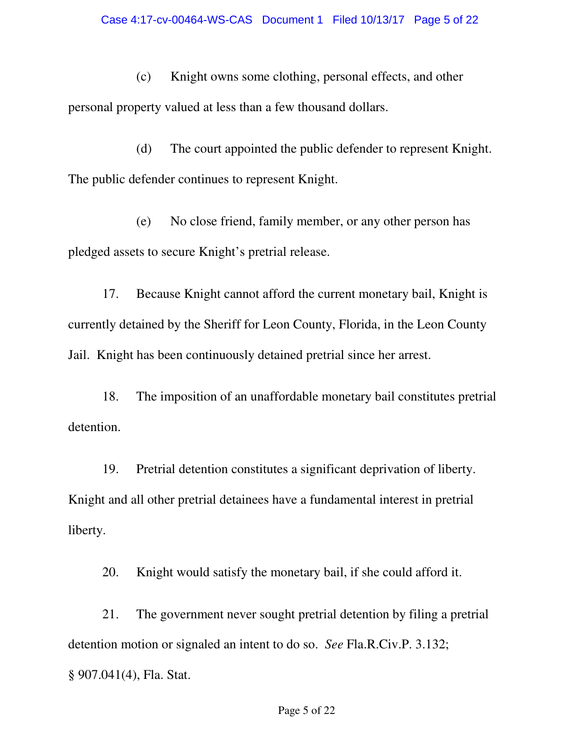(c) Knight owns some clothing, personal effects, and other personal property valued at less than a few thousand dollars.

(d) The court appointed the public defender to represent Knight. The public defender continues to represent Knight.

(e) No close friend, family member, or any other person has pledged assets to secure Knight's pretrial release.

17. Because Knight cannot afford the current monetary bail, Knight is currently detained by the Sheriff for Leon County, Florida, in the Leon County Jail. Knight has been continuously detained pretrial since her arrest.

18. The imposition of an unaffordable monetary bail constitutes pretrial detention.

19. Pretrial detention constitutes a significant deprivation of liberty. Knight and all other pretrial detainees have a fundamental interest in pretrial liberty.

20. Knight would satisfy the monetary bail, if she could afford it.

21. The government never sought pretrial detention by filing a pretrial detention motion or signaled an intent to do so. *See* Fla.R.Civ.P. 3.132; § 907.041(4), Fla. Stat.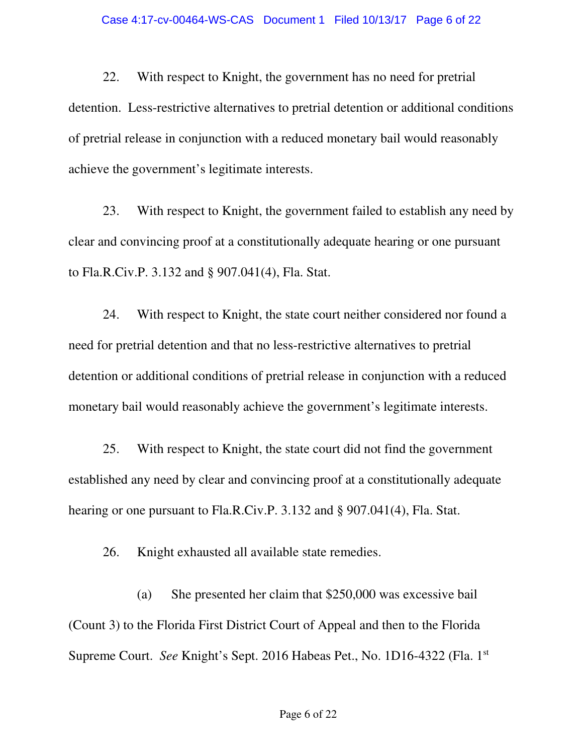22. With respect to Knight, the government has no need for pretrial detention. Less-restrictive alternatives to pretrial detention or additional conditions of pretrial release in conjunction with a reduced monetary bail would reasonably achieve the government's legitimate interests.

23. With respect to Knight, the government failed to establish any need by clear and convincing proof at a constitutionally adequate hearing or one pursuant to Fla.R.Civ.P. 3.132 and § 907.041(4), Fla. Stat.

24. With respect to Knight, the state court neither considered nor found a need for pretrial detention and that no less-restrictive alternatives to pretrial detention or additional conditions of pretrial release in conjunction with a reduced monetary bail would reasonably achieve the government's legitimate interests.

25. With respect to Knight, the state court did not find the government established any need by clear and convincing proof at a constitutionally adequate hearing or one pursuant to Fla.R.Civ.P. 3.132 and § 907.041(4), Fla. Stat.

26. Knight exhausted all available state remedies.

(a) She presented her claim that $250,000 was excessive bail (Count 3) to the Florida First District Court of Appeal and then to the Florida Supreme Court. *See* Knight's Sept. 2016 Habeas Pet., No. 1D16-4322 (Fla. 1st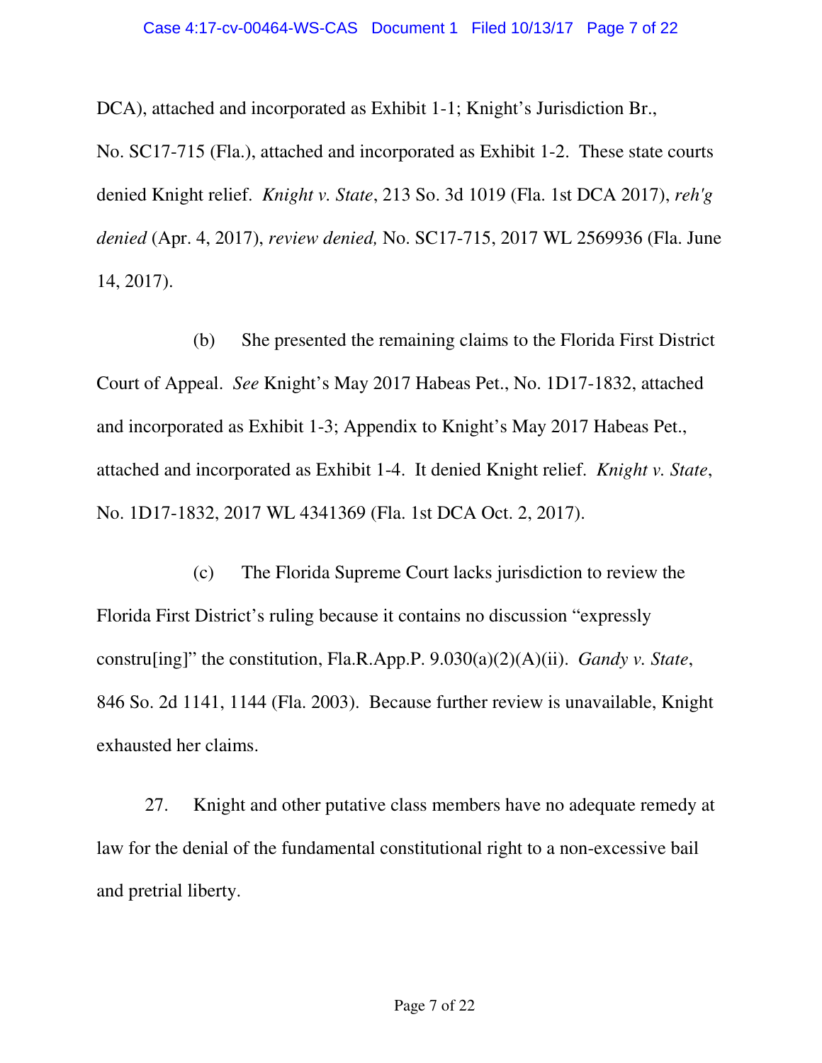DCA), attached and incorporated as Exhibit 1-1; Knight's Jurisdiction Br., No. SC17-715 (Fla.), attached and incorporated as Exhibit 1-2. These state courts denied Knight relief. *Knight v. State*, 213 So. 3d 1019 (Fla. 1st DCA 2017), *reh'g denied* (Apr. 4, 2017), *review denied,* No. SC17-715, 2017 WL 2569936 (Fla. June 14, 2017).

(b) She presented the remaining claims to the Florida First District Court of Appeal. *See* Knight's May 2017 Habeas Pet., No. 1D17-1832, attached and incorporated as Exhibit 1-3; Appendix to Knight's May 2017 Habeas Pet., attached and incorporated as Exhibit 1-4. It denied Knight relief. *Knight v. State*, No. 1D17-1832, 2017 WL 4341369 (Fla. 1st DCA Oct. 2, 2017).

(c) The Florida Supreme Court lacks jurisdiction to review the Florida First District's ruling because it contains no discussion "expressly constru[ing]" the constitution, Fla.R.App.P. 9.030(a)(2)(A)(ii). *Gandy v. State*, 846 So. 2d 1141, 1144 (Fla. 2003). Because further review is unavailable, Knight exhausted her claims.

27. Knight and other putative class members have no adequate remedy at law for the denial of the fundamental constitutional right to a non-excessive bail and pretrial liberty.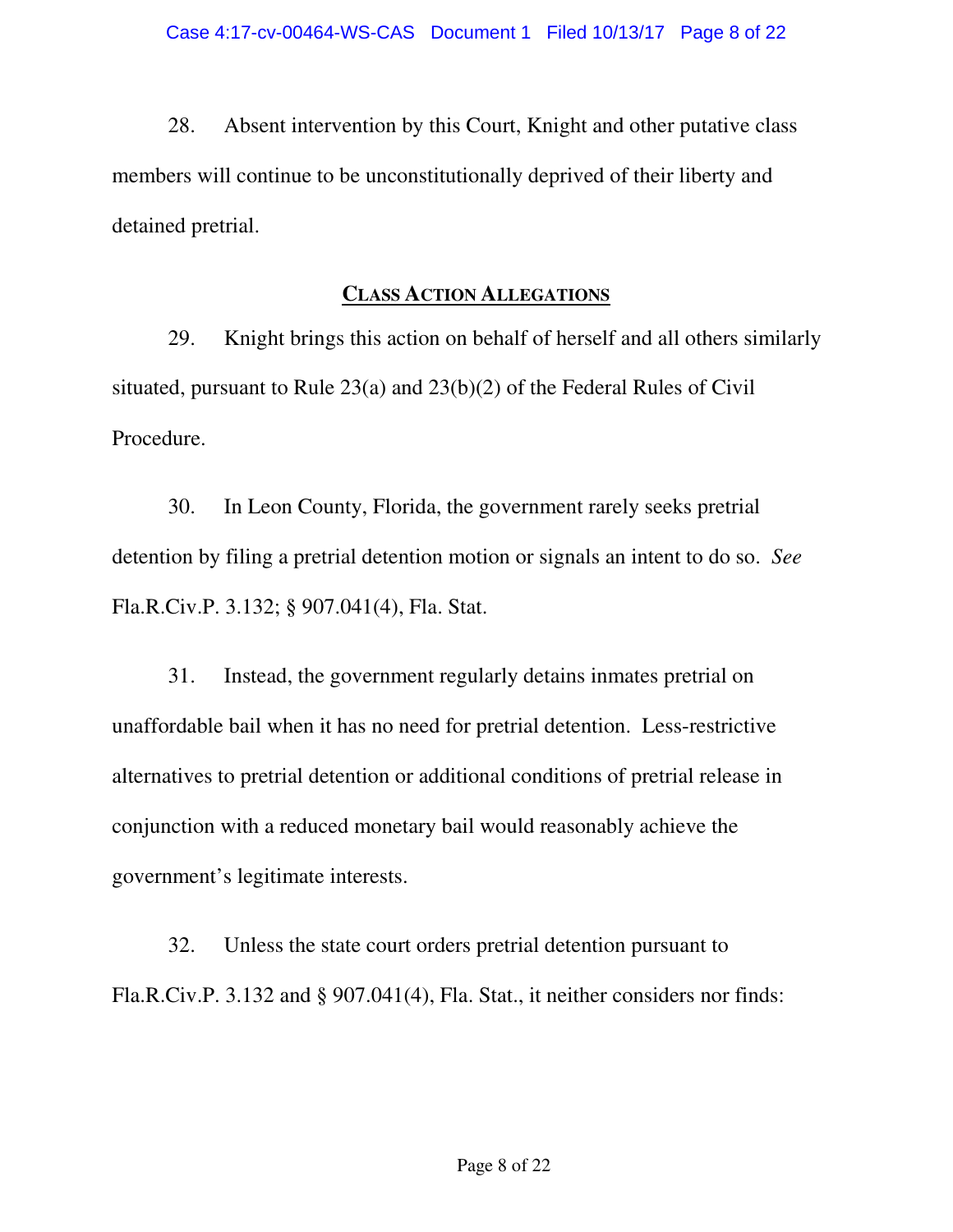28. Absent intervention by this Court, Knight and other putative class members will continue to be unconstitutionally deprived of their liberty and detained pretrial.

## CLASS ACTION ALLEGATIONS

29. Knight brings this action on behalf of herself and all others similarly situated, pursuant to Rule 23(a) and 23(b)(2) of the Federal Rules of Civil Procedure.

30. In Leon County, Florida, the government rarely seeks pretrial detention by filing a pretrial detention motion or signals an intent to do so. *See* Fla.R.Civ.P. 3.132; § 907.041(4), Fla. Stat.

31. Instead, the government regularly detains inmates pretrial on unaffordable bail when it has no need for pretrial detention. Less-restrictive alternatives to pretrial detention or additional conditions of pretrial release in conjunction with a reduced monetary bail would reasonably achieve the government's legitimate interests.

32. Unless the state court orders pretrial detention pursuant to Fla.R.Civ.P. 3.132 and § 907.041(4), Fla. Stat., it neither considers nor finds: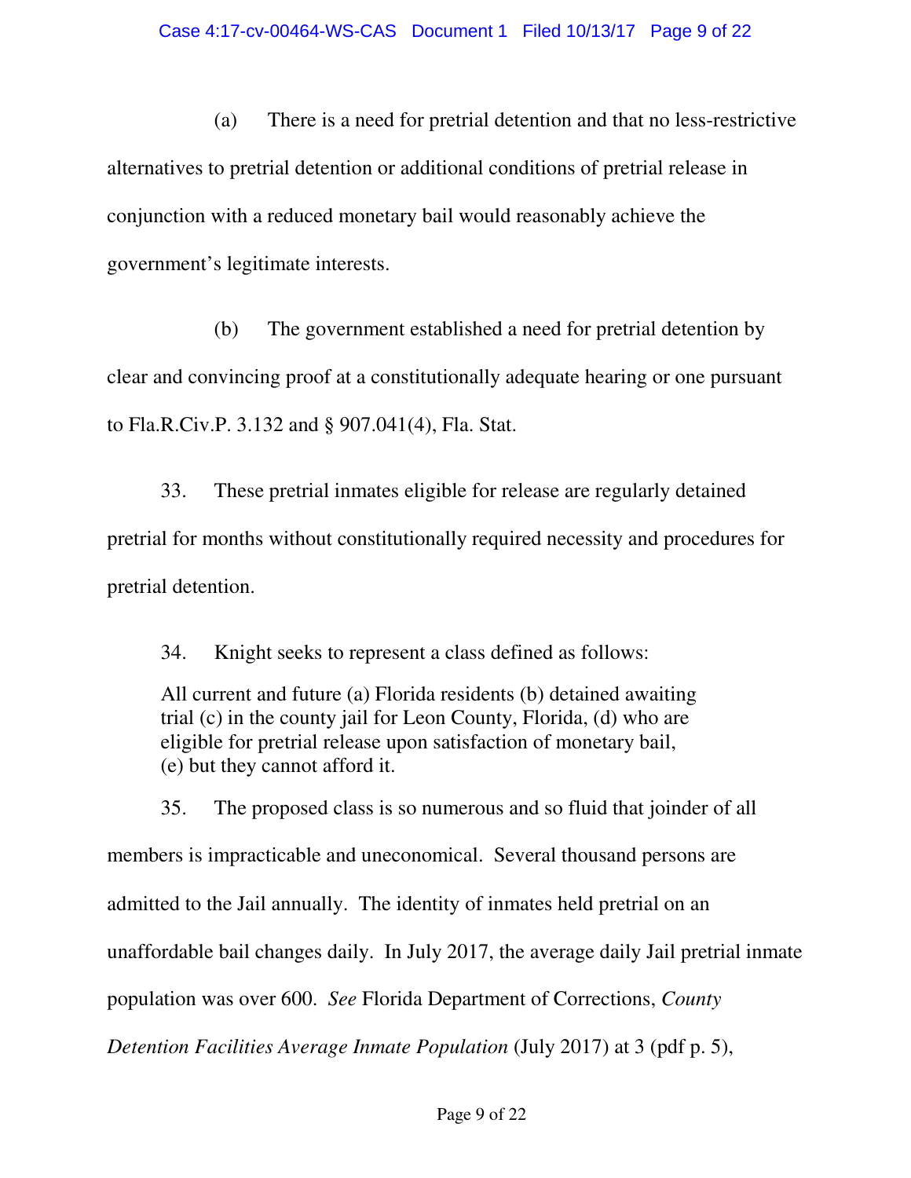(a) There is a need for pretrial detention and that no less-restrictive alternatives to pretrial detention or additional conditions of pretrial release in conjunction with a reduced monetary bail would reasonably achieve the government's legitimate interests.

(b) The government established a need for pretrial detention by clear and convincing proof at a constitutionally adequate hearing or one pursuant to Fla.R.Civ.P. 3.132 and § 907.041(4), Fla. Stat.

33. These pretrial inmates eligible for release are regularly detained pretrial for months without constitutionally required necessity and procedures for pretrial detention.

34. Knight seeks to represent a class defined as follows:

> All current and future (a) Florida residents (b) detained awaiting trial (c) in the county jail for Leon County, Florida, (d) who are eligible for pretrial release upon satisfaction of monetary bail, (e) but they cannot afford it.

35. The proposed class is so numerous and so fluid that joinder of all members is impracticable and uneconomical. Several thousand persons are admitted to the Jail annually. The identity of inmates held pretrial on an unaffordable bail changes daily. In July 2017, the average daily Jail pretrial inmate population was over 600. *See* Florida Department of Corrections, *County Detention Facilities Average Inmate Population* (July 2017) at 3 (pdf p. 5),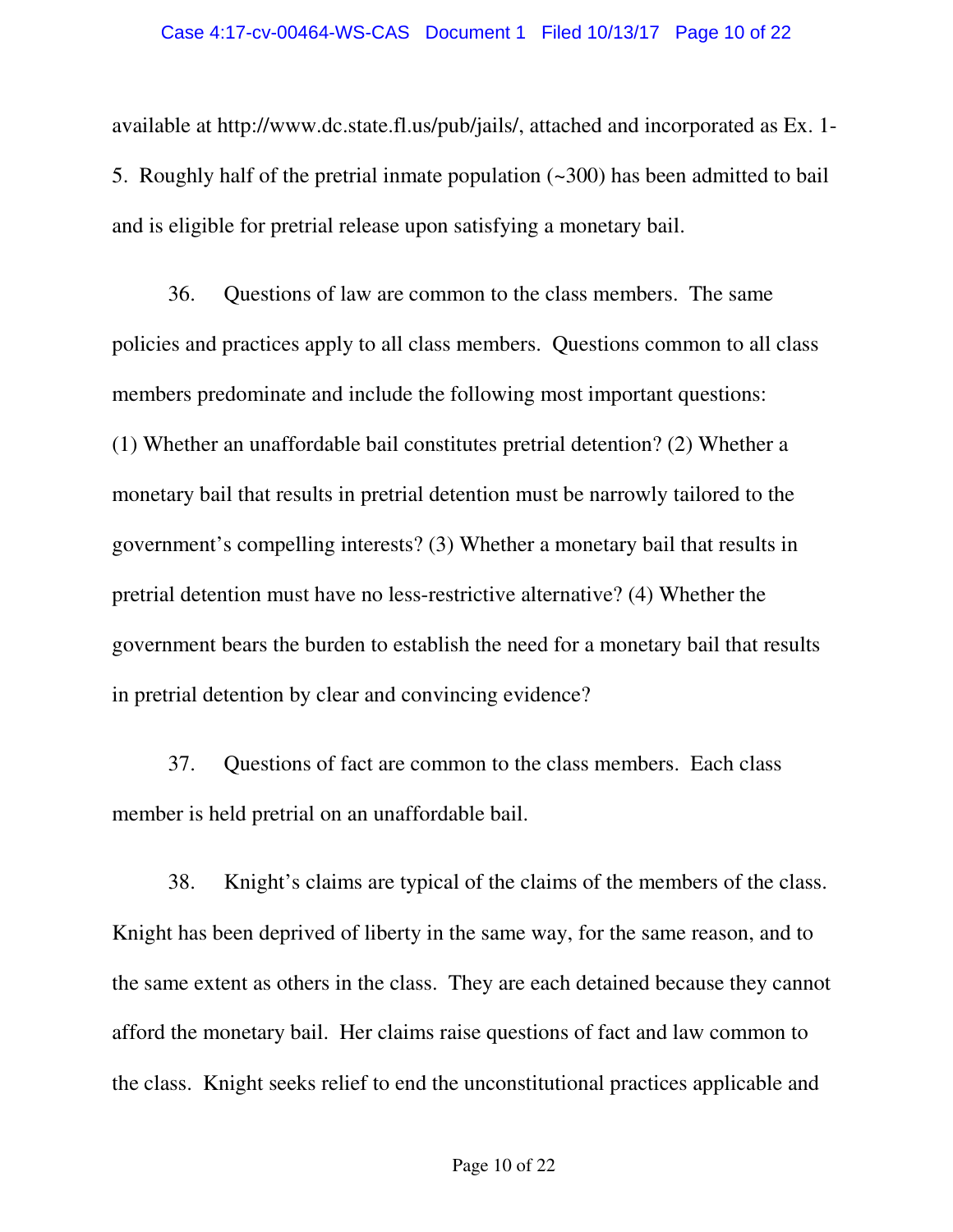available at http://www.dc.state.fl.us/pub/jails/, attached and incorporated as Ex. 1-5. Roughly half of the pretrial inmate population (~300) has been admitted to bail and is eligible for pretrial release upon satisfying a monetary bail.

36. Questions of law are common to the class members. The same policies and practices apply to all class members. Questions common to all class members predominate and include the following most important questions: (1) Whether an unaffordable bail constitutes pretrial detention? (2) Whether a monetary bail that results in pretrial detention must be narrowly tailored to the government's compelling interests? (3) Whether a monetary bail that results in pretrial detention must have no less-restrictive alternative? (4) Whether the government bears the burden to establish the need for a monetary bail that results in pretrial detention by clear and convincing evidence?

37. Questions of fact are common to the class members. Each class member is held pretrial on an unaffordable bail.

38. Knight's claims are typical of the claims of the members of the class. Knight has been deprived of liberty in the same way, for the same reason, and to the same extent as others in the class. They are each detained because they cannot afford the monetary bail. Her claims raise questions of fact and law common to the class. Knight seeks relief to end the unconstitutional practices applicable and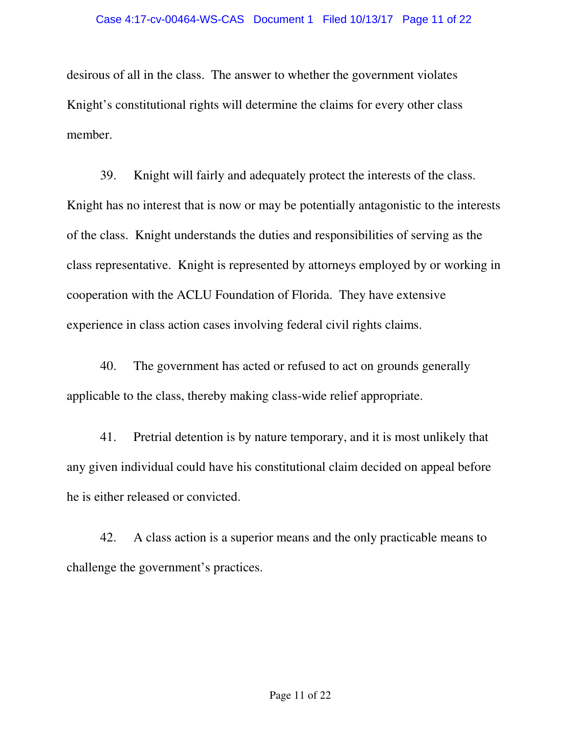desirous of all in the class. The answer to whether the government violates Knight's constitutional rights will determine the claims for every other class member.

39. Knight will fairly and adequately protect the interests of the class. Knight has no interest that is now or may be potentially antagonistic to the interests of the class. Knight understands the duties and responsibilities of serving as the class representative. Knight is represented by attorneys employed by or working in cooperation with the ACLU Foundation of Florida. They have extensive experience in class action cases involving federal civil rights claims.

40. The government has acted or refused to act on grounds generally applicable to the class, thereby making class-wide relief appropriate.

41. Pretrial detention is by nature temporary, and it is most unlikely that any given individual could have his constitutional claim decided on appeal before he is either released or convicted.

42. A class action is a superior means and the only practicable means to challenge the government's practices.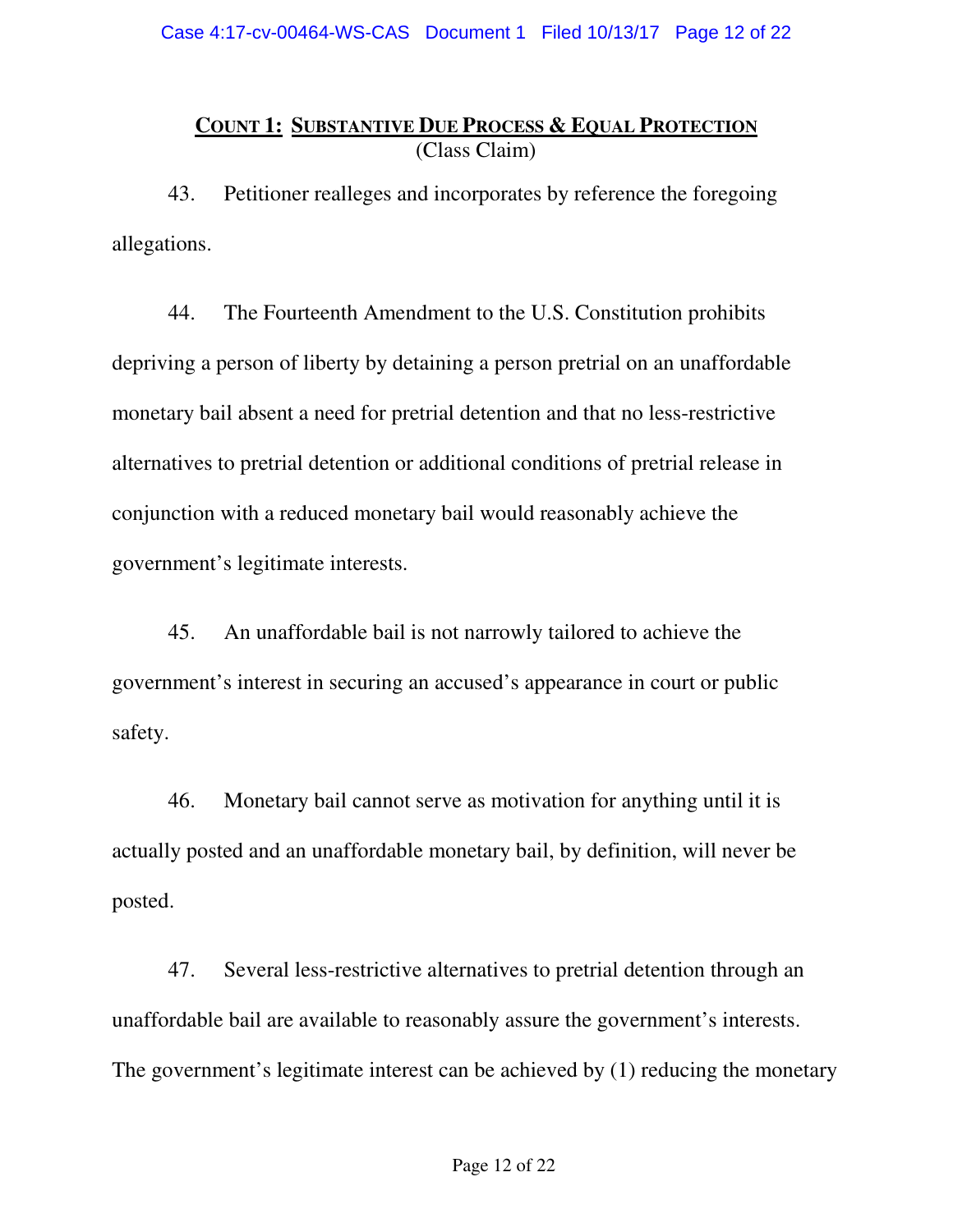## COUNT 1: SUBSTANTIVE DUE PROCESS & EQUAL PROTECTION

(Class Claim)

43. Petitioner realleges and incorporates by reference the foregoing allegations.

44. The Fourteenth Amendment to the U.S. Constitution prohibits depriving a person of liberty by detaining a person pretrial on an unaffordable monetary bail absent a need for pretrial detention and that no less-restrictive alternatives to pretrial detention or additional conditions of pretrial release in conjunction with a reduced monetary bail would reasonably achieve the government's legitimate interests.

45. An unaffordable bail is not narrowly tailored to achieve the government's interest in securing an accused's appearance in court or public safety.

46. Monetary bail cannot serve as motivation for anything until it is actually posted and an unaffordable monetary bail, by definition, will never be posted.

47. Several less-restrictive alternatives to pretrial detention through an unaffordable bail are available to reasonably assure the government's interests. The government's legitimate interest can be achieved by (1) reducing the monetary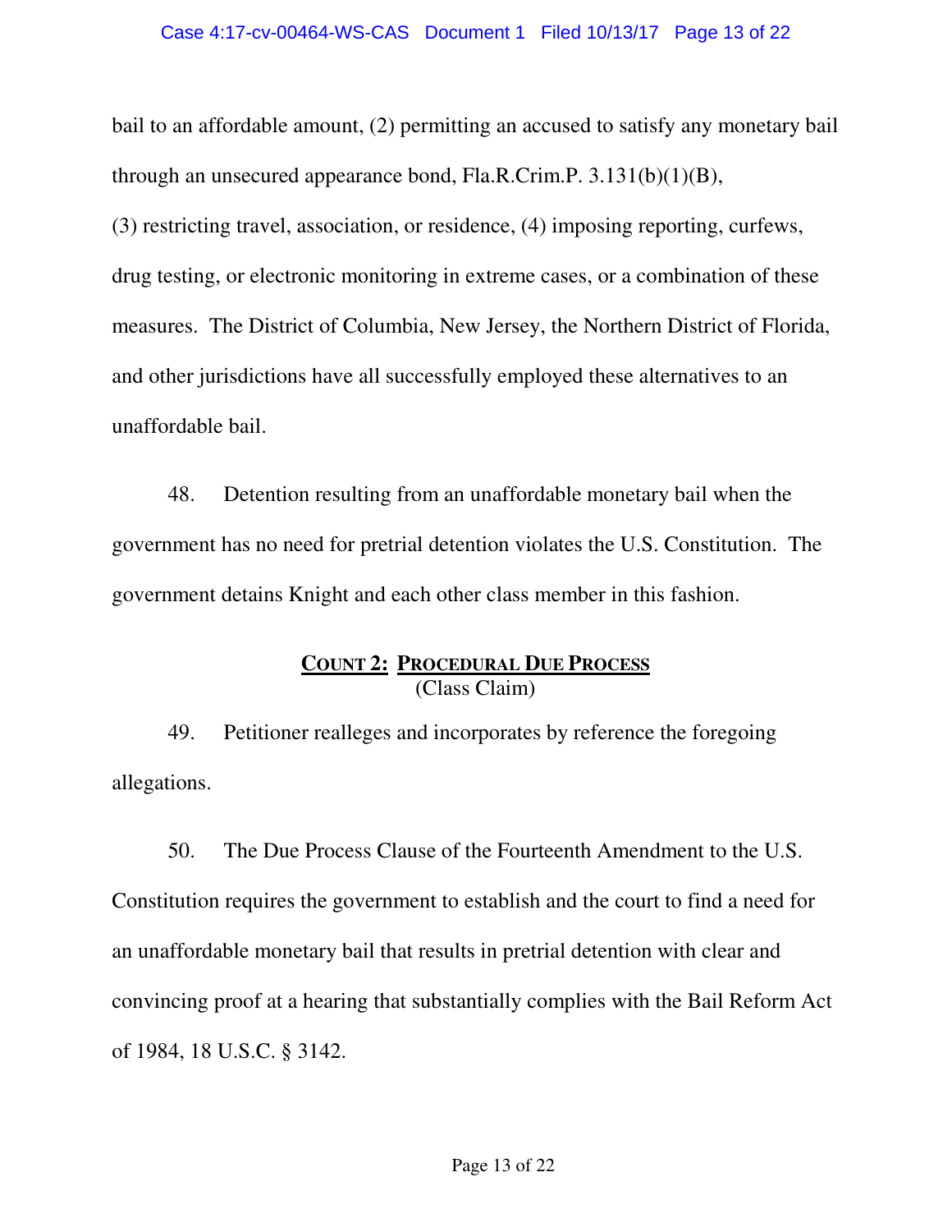bail to an affordable amount, (2) permitting an accused to satisfy any monetary bail through an unsecured appearance bond, Fla.R.Crim.P. 3.131(b)(1)(B), (3) restricting travel, association, or residence, (4) imposing reporting, curfews, drug testing, or electronic monitoring in extreme cases, or a combination of these measures. The District of Columbia, New Jersey, the Northern District of Florida, and other jurisdictions have all successfully employed these alternatives to an unaffordable bail.

48. Detention resulting from an unaffordable monetary bail when the government has no need for pretrial detention violates the U.S. Constitution. The government detains Knight and each other class member in this fashion.

## COUNT 2: PROCEDURAL DUE PROCESS
(Class Claim)

49. Petitioner realleges and incorporates by reference the foregoing allegations.

50. The Due Process Clause of the Fourteenth Amendment to the U.S. Constitution requires the government to establish and the court to find a need for an unaffordable monetary bail that results in pretrial detention with clear and convincing proof at a hearing that substantially complies with the Bail Reform Act of 1984, 18 U.S.C. § 3142.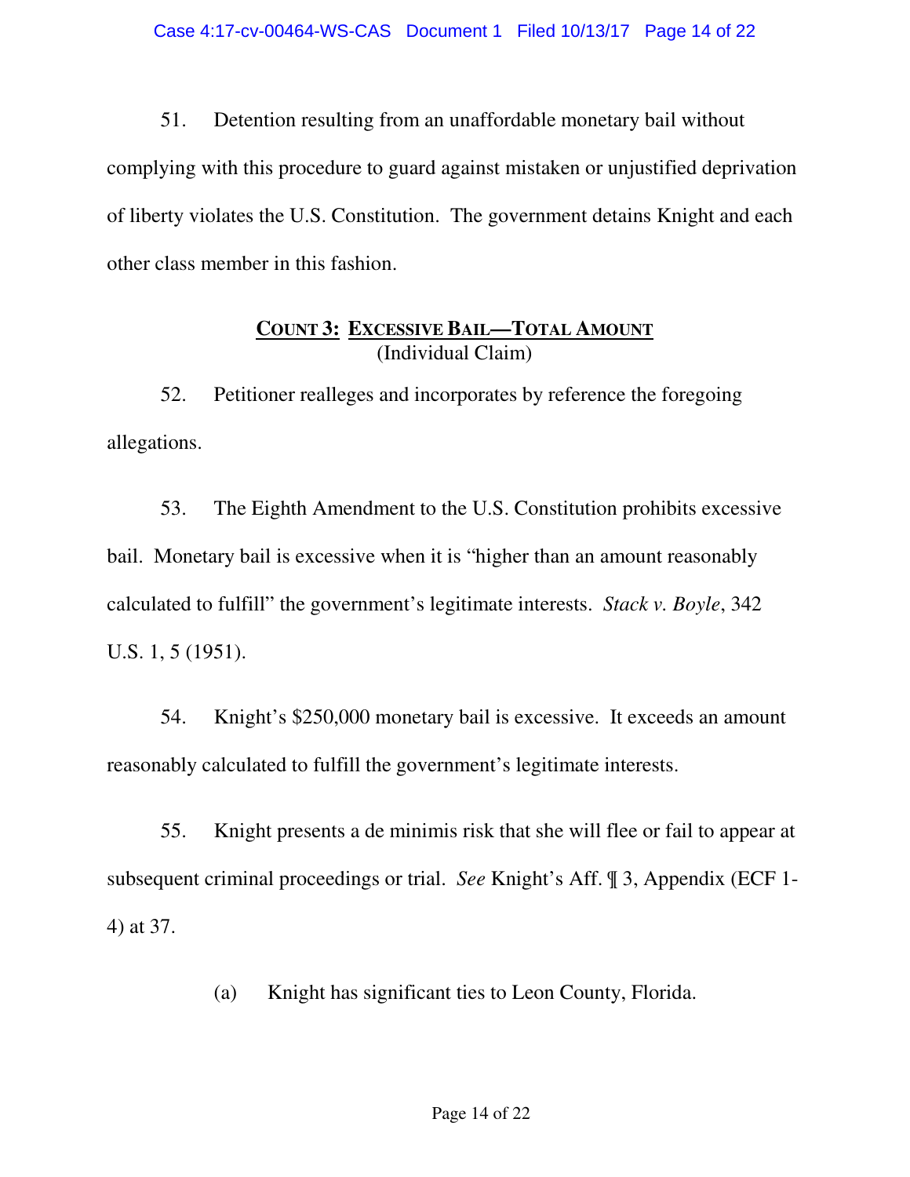51. Detention resulting from an unaffordable monetary bail without complying with this procedure to guard against mistaken or unjustified deprivation of liberty violates the U.S. Constitution. The government detains Knight and each other class member in this fashion.

## Count 3: Excessive Bail—Total Amount
(Individual Claim)

52. Petitioner realleges and incorporates by reference the foregoing allegations.

53. The Eighth Amendment to the U.S. Constitution prohibits excessive bail. Monetary bail is excessive when it is "higher than an amount reasonably calculated to fulfill" the government's legitimate interests. *Stack v. Boyle*, 342 U.S. 1, 5 (1951).

54. Knight's $250,000 monetary bail is excessive. It exceeds an amount reasonably calculated to fulfill the government's legitimate interests.

55. Knight presents a de minimis risk that she will flee or fail to appear at subsequent criminal proceedings or trial. *See* Knight's Aff. ¶ 3, Appendix (ECF 1-4) at 37.

(a) Knight has significant ties to Leon County, Florida.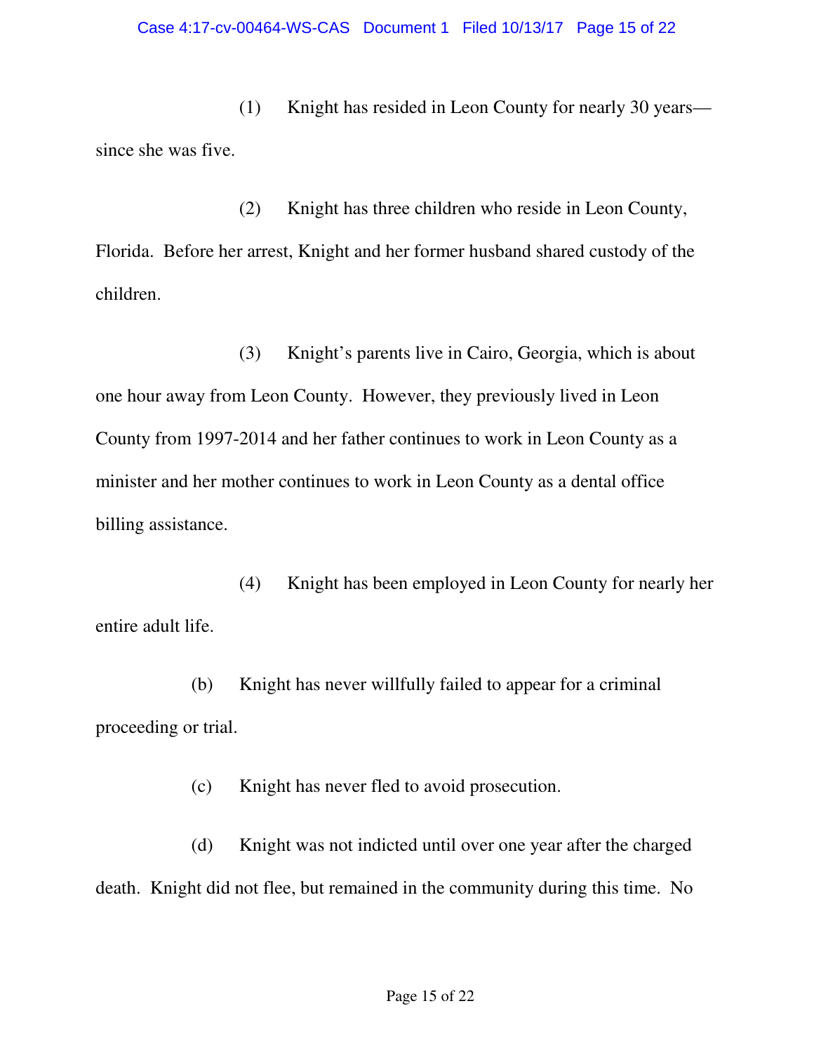(1) Knight has resided in Leon County for nearly 30 years—since she was five.

(2) Knight has three children who reside in Leon County, Florida. Before her arrest, Knight and her former husband shared custody of the children.

(3) Knight's parents live in Cairo, Georgia, which is about one hour away from Leon County. However, they previously lived in Leon County from 1997-2014 and her father continues to work in Leon County as a minister and her mother continues to work in Leon County as a dental office billing assistance.

(4) Knight has been employed in Leon County for nearly her entire adult life.

(b) Knight has never willfully failed to appear for a criminal proceeding or trial.

(c) Knight has never fled to avoid prosecution.

(d) Knight was not indicted until over one year after the charged death. Knight did not flee, but remained in the community during this time. No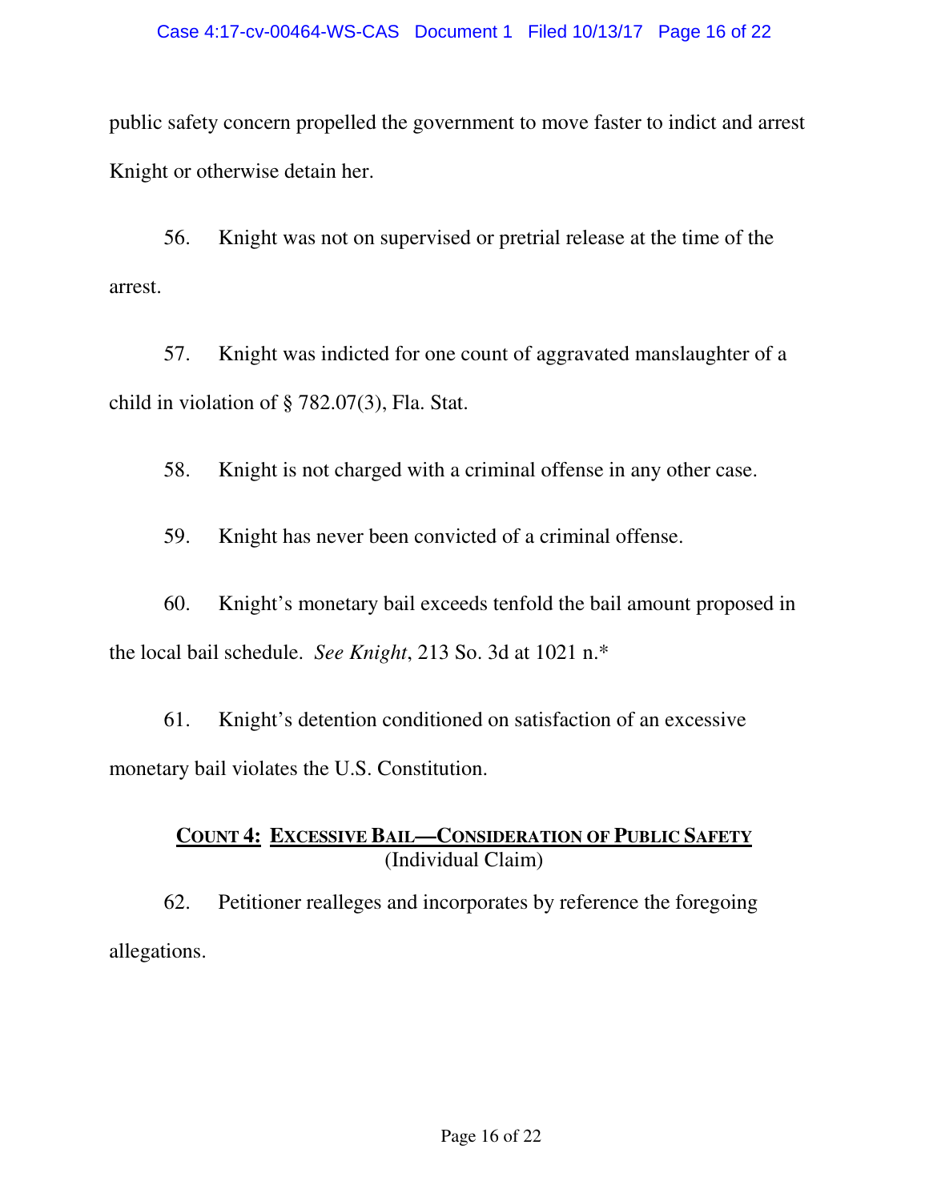public safety concern propelled the government to move faster to indict and arrest Knight or otherwise detain her.

56. Knight was not on supervised or pretrial release at the time of the arrest.

57. Knight was indicted for one count of aggravated manslaughter of a child in violation of § 782.07(3), Fla. Stat.

58. Knight is not charged with a criminal offense in any other case.

59. Knight has never been convicted of a criminal offense.

60. Knight's monetary bail exceeds tenfold the bail amount proposed in the local bail schedule. *See Knight*, 213 So. 3d at 1021 n.*

61. Knight's detention conditioned on satisfaction of an excessive monetary bail violates the U.S. Constitution.

## COUNT 4: EXCESSIVE BAIL—CONSIDERATION OF PUBLIC SAFETY
(Individual Claim)

62. Petitioner realleges and incorporates by reference the foregoing allegations.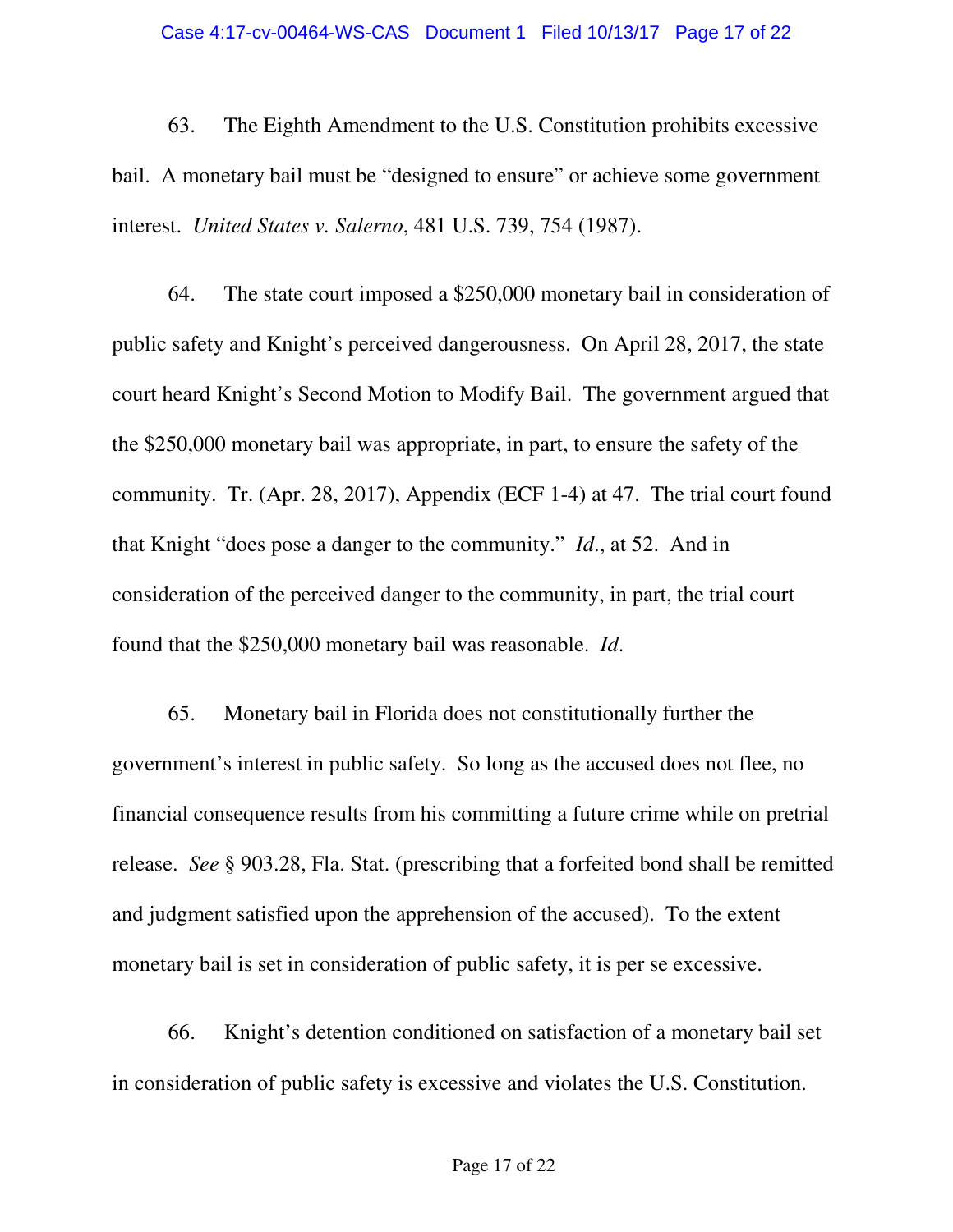63. The Eighth Amendment to the U.S. Constitution prohibits excessive bail. A monetary bail must be "designed to ensure" or achieve some government interest. *United States v. Salerno*, 481 U.S. 739, 754 (1987).

64. The state court imposed a $250,000 monetary bail in consideration of public safety and Knight's perceived dangerousness. On April 28, 2017, the state court heard Knight's Second Motion to Modify Bail. The government argued that the $250,000 monetary bail was appropriate, in part, to ensure the safety of the community. Tr. (Apr. 28, 2017), Appendix (ECF 1-4) at 47. The trial court found that Knight "does pose a danger to the community." *Id.*, at 52. And in consideration of the perceived danger to the community, in part, the trial court found that the $250,000 monetary bail was reasonable. *Id.*

65. Monetary bail in Florida does not constitutionally further the government's interest in public safety. So long as the accused does not flee, no financial consequence results from his committing a future crime while on pretrial release. *See* § 903.28, Fla. Stat. (prescribing that a forfeited bond shall be remitted and judgment satisfied upon the apprehension of the accused). To the extent monetary bail is set in consideration of public safety, it is per se excessive.

66. Knight's detention conditioned on satisfaction of a monetary bail set in consideration of public safety is excessive and violates the U.S. Constitution.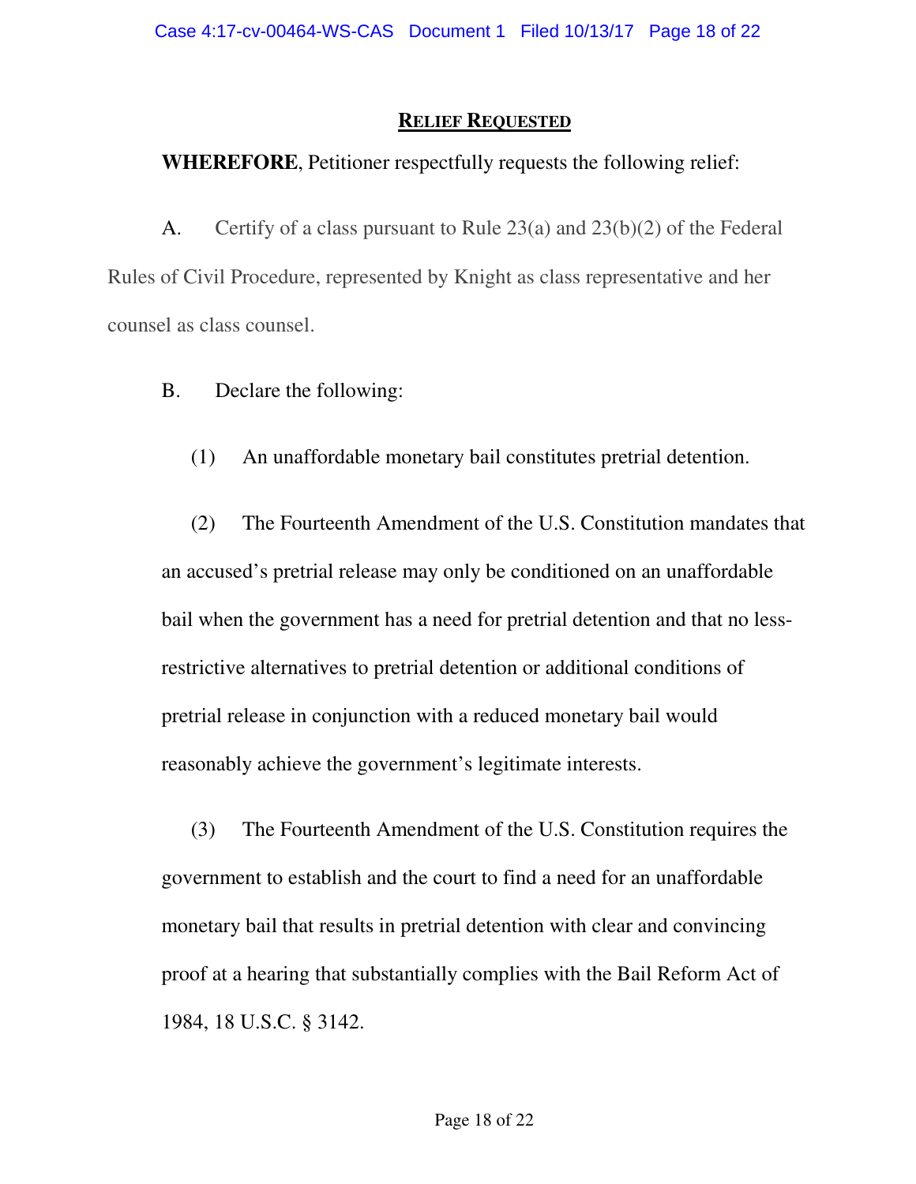## RELIEF REQUESTED

**WHEREFORE**, Petitioner respectfully requests the following relief:

A. Certify of a class pursuant to Rule 23(a) and 23(b)(2) of the Federal Rules of Civil Procedure, represented by Knight as class representative and her counsel as class counsel.

B. Declare the following:

(1) An unaffordable monetary bail constitutes pretrial detention.

(2) The Fourteenth Amendment of the U.S. Constitution mandates that an accused's pretrial release may only be conditioned on an unaffordable bail when the government has a need for pretrial detention and that no less-restrictive alternatives to pretrial detention or additional conditions of pretrial release in conjunction with a reduced monetary bail would reasonably achieve the government's legitimate interests.

(3) The Fourteenth Amendment of the U.S. Constitution requires the government to establish and the court to find a need for an unaffordable monetary bail that results in pretrial detention with clear and convincing proof at a hearing that substantially complies with the Bail Reform Act of 1984, 18 U.S.C. § 3142.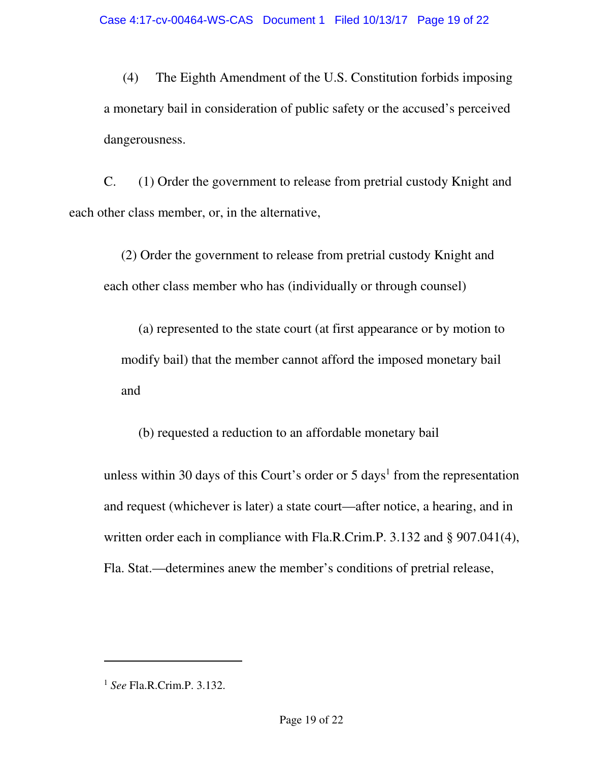(4) The Eighth Amendment of the U.S. Constitution forbids imposing a monetary bail in consideration of public safety or the accused's perceived dangerousness.

C. (1) Order the government to release from pretrial custody Knight and each other class member, or, in the alternative,

(2) Order the government to release from pretrial custody Knight and each other class member who has (individually or through counsel)

(a) represented to the state court (at first appearance or by motion to modify bail) that the member cannot afford the imposed monetary bail and

(b) requested a reduction to an affordable monetary bail

unless within 30 days of this Court's order or 5 days[1] from the representation and request (whichever is later) a state court—after notice, a hearing, and in written order each in compliance with Fla.R.Crim.P. 3.132 and § 907.041(4), Fla. Stat.—determines anew the member's conditions of pretrial release,

---

[1] *See* Fla.R.Crim.P. 3.132.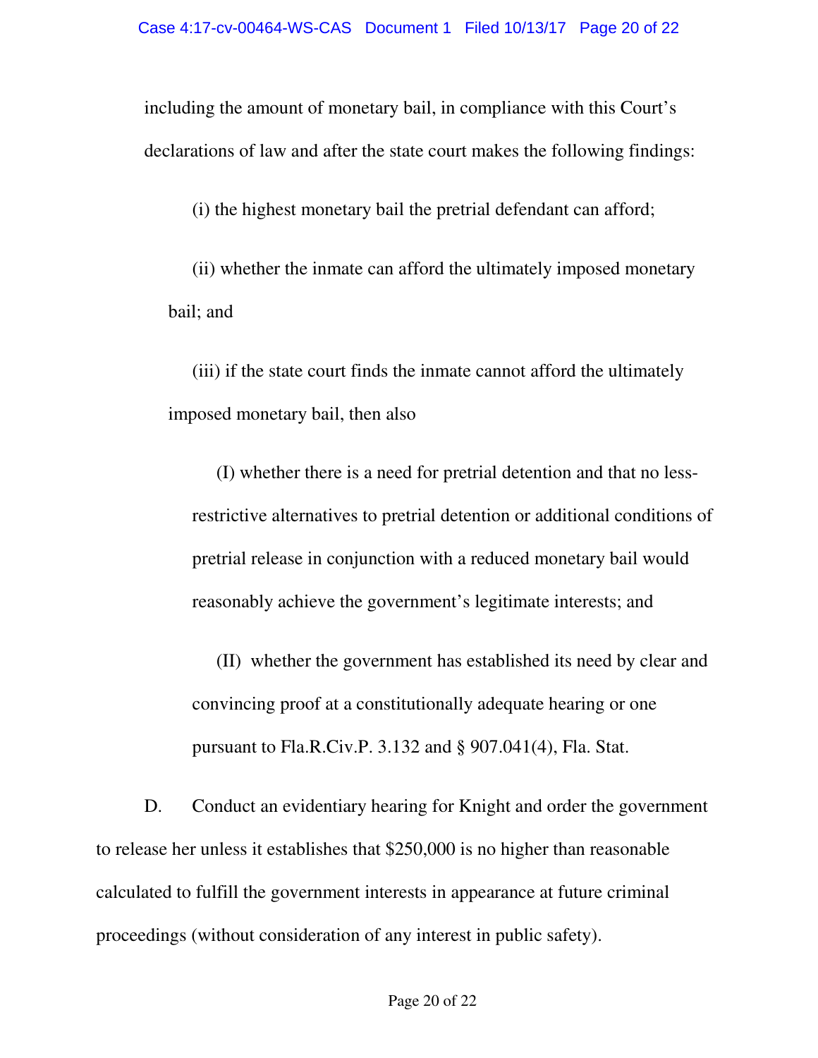including the amount of monetary bail, in compliance with this Court's declarations of law and after the state court makes the following findings:

(i) the highest monetary bail the pretrial defendant can afford;

(ii) whether the inmate can afford the ultimately imposed monetary bail; and

(iii) if the state court finds the inmate cannot afford the ultimately imposed monetary bail, then also

(I) whether there is a need for pretrial detention and that no less-restrictive alternatives to pretrial detention or additional conditions of pretrial release in conjunction with a reduced monetary bail would reasonably achieve the government's legitimate interests; and

(II) whether the government has established its need by clear and convincing proof at a constitutionally adequate hearing or one pursuant to Fla.R.Civ.P. 3.132 and § 907.041(4), Fla. Stat.

D. Conduct an evidentiary hearing for Knight and order the government to release her unless it establishes that $250,000 is no higher than reasonable calculated to fulfill the government interests in appearance at future criminal proceedings (without consideration of any interest in public safety).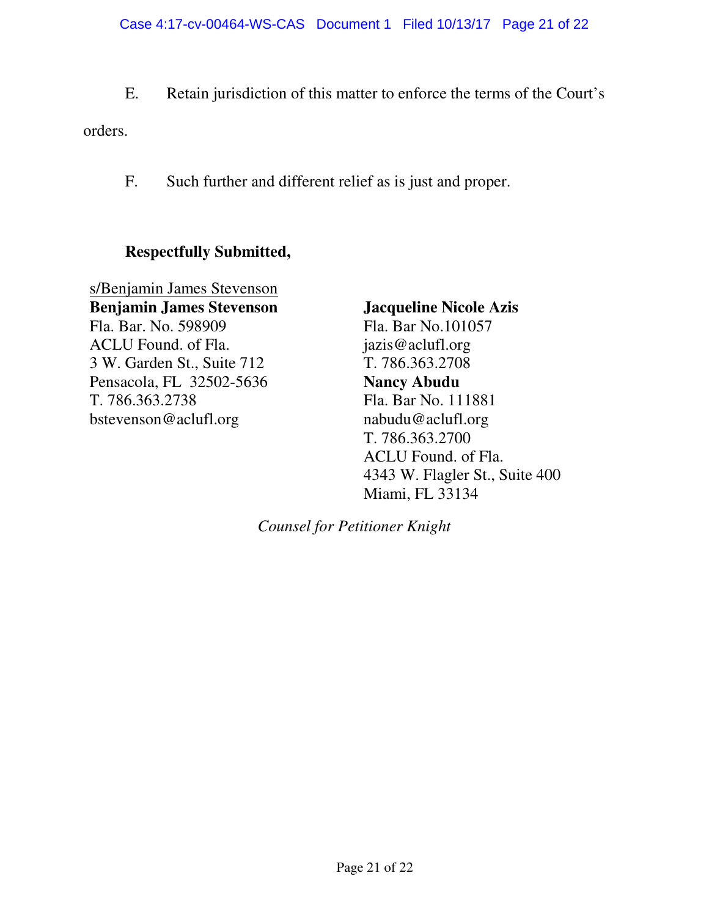E. Retain jurisdiction of this matter to enforce the terms of the Court's orders.

F. Such further and different relief as is just and proper.

**Respectfully Submitted,**

s/Benjamin James Stevenson
**Benjamin James Stevenson**
Fla. Bar. No. 598909
ACLU Found. of Fla.
3 W. Garden St., Suite 712
Pensacola, FL 32502-5636
T. 786.363.2738
bstevenson@aclufl.org

**Jacqueline Nicole Azis**
Fla. Bar No.101057
jazis@aclufl.org
T. 786.363.2708
**Nancy Abudu**
Fla. Bar No. 111881
nabudu@aclufl.org
T. 786.363.2700
ACLU Found. of Fla.
4343 W. Flagler St., Suite 400
Miami, FL 33134

*Counsel for Petitioner Knight*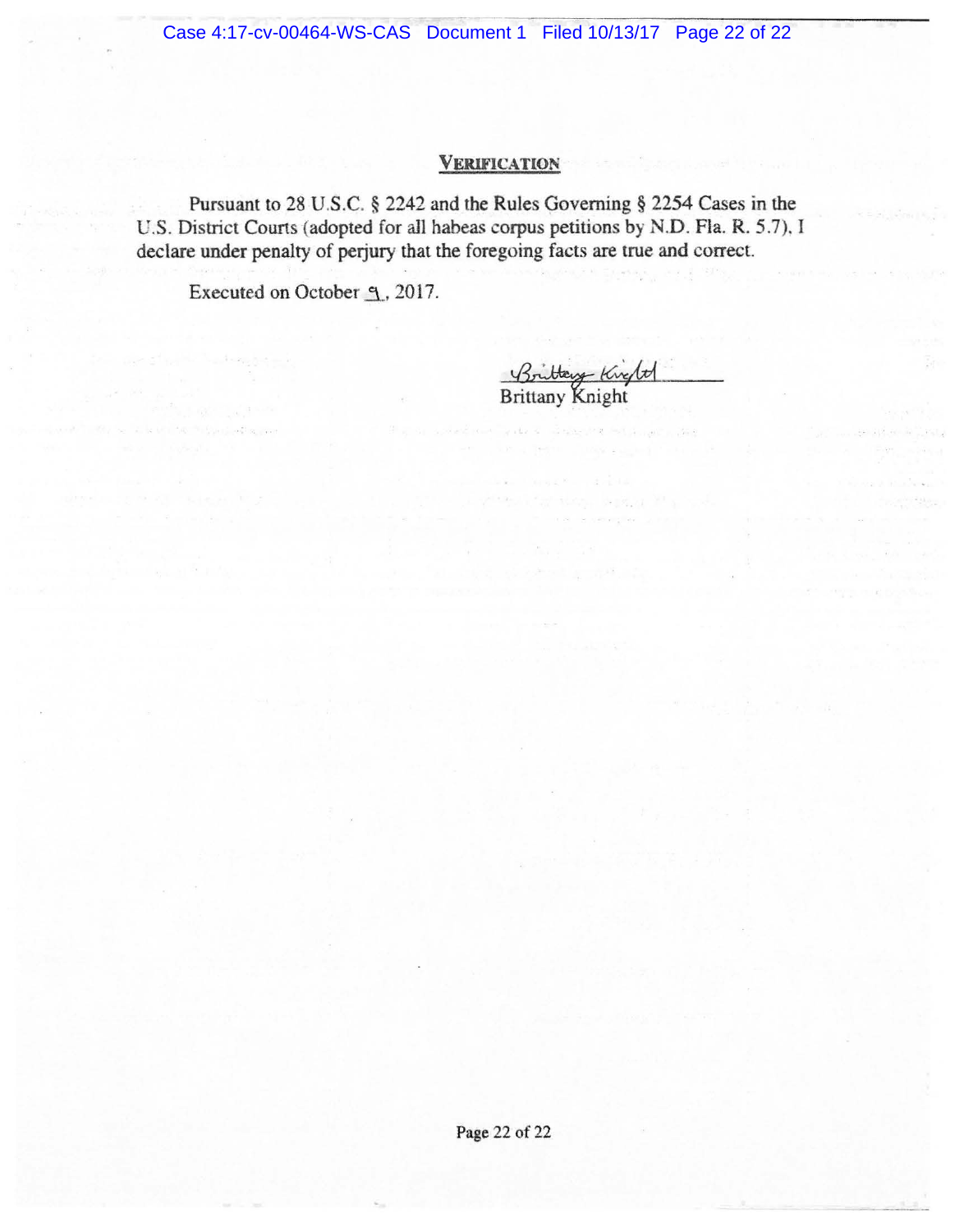## Verification

Pursuant to 28 U.S.C. § 2242 and the Rules Governing § 2254 Cases in the U.S. District Courts (adopted for all habeas corpus petitions by N.D. Fla. R. 5.7), I declare under penalty of perjury that the foregoing facts are true and correct.

Executed on October 9, 2017.

Brittany Knight